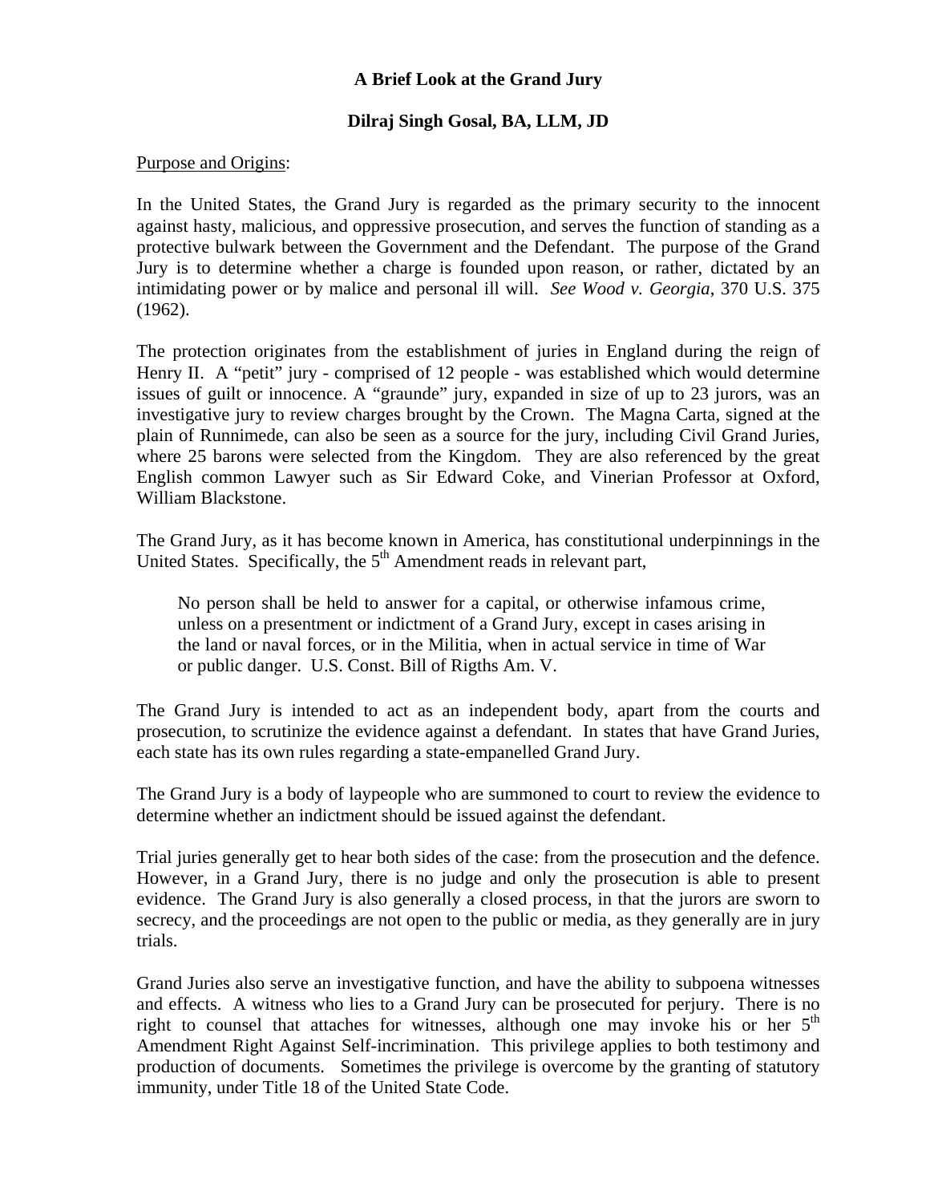# A Brief Look at the Grand Jury

## Dilraj Singh Gosal, BA, LLM, JD

Purpose and Origins:

In the United States, the Grand Jury is regarded as the primary security to the innocent against hasty, malicious, and oppressive prosecution, and serves the function of standing as a protective bulwark between the Government and the Defendant. The purpose of the Grand Jury is to determine whether a charge is founded upon reason, or rather, dictated by an intimidating power or by malice and personal ill will. *See Wood v. Georgia*, 370 U.S. 375 (1962).

The protection originates from the establishment of juries in England during the reign of Henry II. A "petit" jury - comprised of 12 people - was established which would determine issues of guilt or innocence. A "graunde" jury, expanded in size of up to 23 jurors, was an investigative jury to review charges brought by the Crown. The Magna Carta, signed at the plain of Runnimede, can also be seen as a source for the jury, including Civil Grand Juries, where 25 barons were selected from the Kingdom. They are also referenced by the great English common Lawyer such as Sir Edward Coke, and Vinerian Professor at Oxford, William Blackstone.

The Grand Jury, as it has become known in America, has constitutional underpinnings in the United States. Specifically, the 5th Amendment reads in relevant part,

> No person shall be held to answer for a capital, or otherwise infamous crime, unless on a presentment or indictment of a Grand Jury, except in cases arising in the land or naval forces, or in the Militia, when in actual service in time of War or public danger. U.S. Const. Bill of Rigths Am. V.

The Grand Jury is intended to act as an independent body, apart from the courts and prosecution, to scrutinize the evidence against a defendant. In states that have Grand Juries, each state has its own rules regarding a state-empanelled Grand Jury.

The Grand Jury is a body of laypeople who are summoned to court to review the evidence to determine whether an indictment should be issued against the defendant.

Trial juries generally get to hear both sides of the case: from the prosecution and the defence. However, in a Grand Jury, there is no judge and only the prosecution is able to present evidence. The Grand Jury is also generally a closed process, in that the jurors are sworn to secrecy, and the proceedings are not open to the public or media, as they generally are in jury trials.

Grand Juries also serve an investigative function, and have the ability to subpoena witnesses and effects. A witness who lies to a Grand Jury can be prosecuted for perjury. There is no right to counsel that attaches for witnesses, although one may invoke his or her 5th Amendment Right Against Self-incrimination. This privilege applies to both testimony and production of documents. Sometimes the privilege is overcome by the granting of statutory immunity, under Title 18 of the United State Code.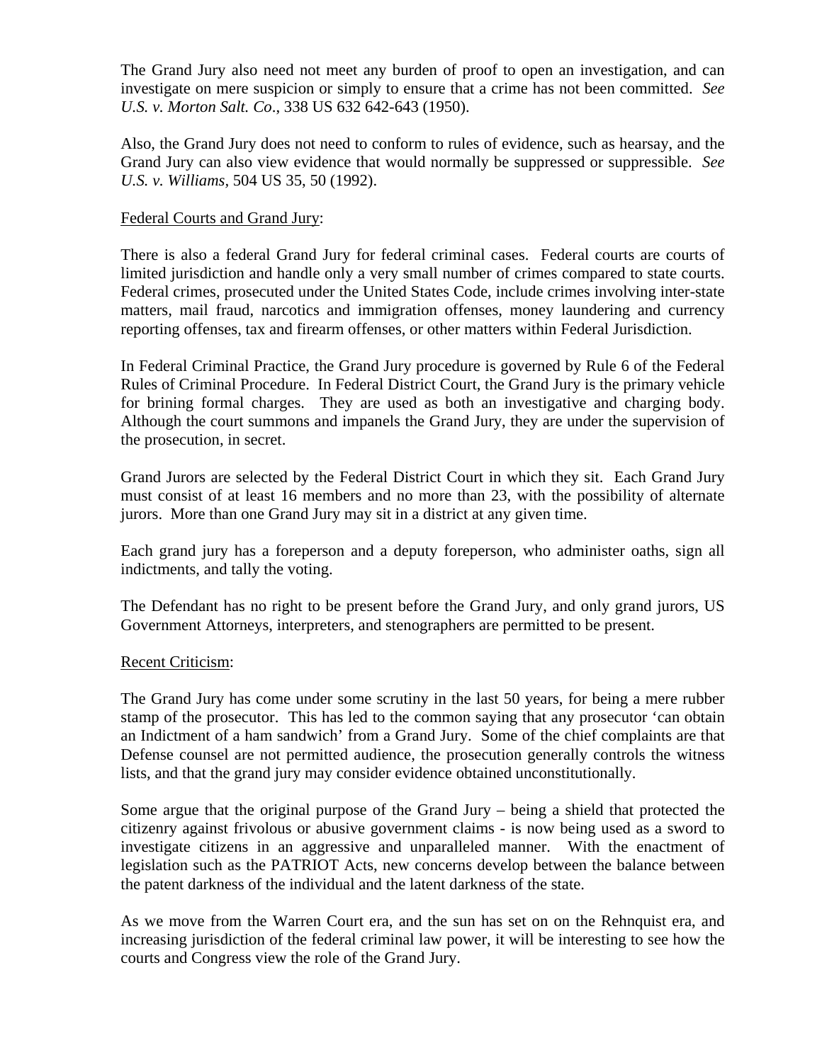The Grand Jury also need not meet any burden of proof to open an investigation, and can investigate on mere suspicion or simply to ensure that a crime has not been committed. *See U.S. v. Morton Salt. Co*., 338 US 632 642-643 (1950).

Also, the Grand Jury does not need to conform to rules of evidence, such as hearsay, and the Grand Jury can also view evidence that would normally be suppressed or suppressible. *See U.S. v. Williams*, 504 US 35, 50 (1992).

<u>Federal Courts and Grand Jury</u>:

There is also a federal Grand Jury for federal criminal cases. Federal courts are courts of limited jurisdiction and handle only a very small number of crimes compared to state courts. Federal crimes, prosecuted under the United States Code, include crimes involving inter-state matters, mail fraud, narcotics and immigration offenses, money laundering and currency reporting offenses, tax and firearm offenses, or other matters within Federal Jurisdiction.

In Federal Criminal Practice, the Grand Jury procedure is governed by Rule 6 of the Federal Rules of Criminal Procedure. In Federal District Court, the Grand Jury is the primary vehicle for brining formal charges. They are used as both an investigative and charging body. Although the court summons and impanels the Grand Jury, they are under the supervision of the prosecution, in secret.

Grand Jurors are selected by the Federal District Court in which they sit. Each Grand Jury must consist of at least 16 members and no more than 23, with the possibility of alternate jurors. More than one Grand Jury may sit in a district at any given time.

Each grand jury has a foreperson and a deputy foreperson, who administer oaths, sign all indictments, and tally the voting.

The Defendant has no right to be present before the Grand Jury, and only grand jurors, US Government Attorneys, interpreters, and stenographers are permitted to be present.

<u>Recent Criticism</u>:

The Grand Jury has come under some scrutiny in the last 50 years, for being a mere rubber stamp of the prosecutor. This has led to the common saying that any prosecutor 'can obtain an Indictment of a ham sandwich' from a Grand Jury. Some of the chief complaints are that Defense counsel are not permitted audience, the prosecution generally controls the witness lists, and that the grand jury may consider evidence obtained unconstitutionally.

Some argue that the original purpose of the Grand Jury – being a shield that protected the citizenry against frivolous or abusive government claims - is now being used as a sword to investigate citizens in an aggressive and unparalleled manner. With the enactment of legislation such as the PATRIOT Acts, new concerns develop between the balance between the patent darkness of the individual and the latent darkness of the state.

As we move from the Warren Court era, and the sun has set on on the Rehnquist era, and increasing jurisdiction of the federal criminal law power, it will be interesting to see how the courts and Congress view the role of the Grand Jury.